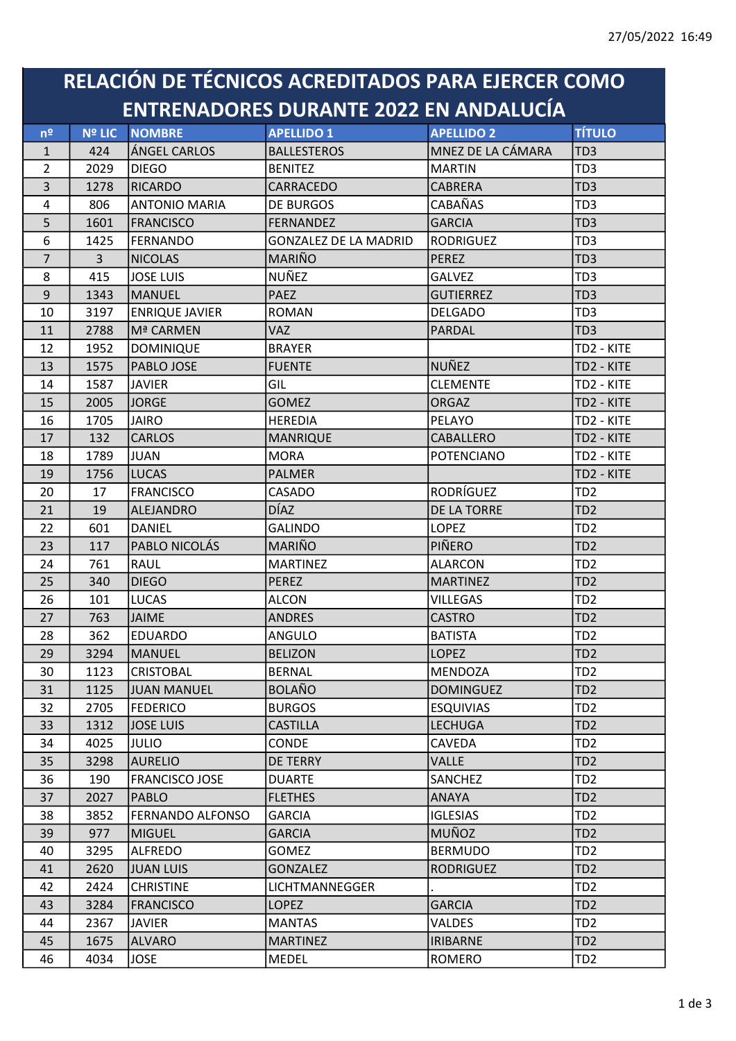# RELACIÓN DE TÉCNICOS ACREDITADOS PARA EJERCER COMO ENTRENADORES DURANTE 2022 EN ANDALUCÍA

| nº | Nº LIC | NOMBRE | APELLIDO 1 | APELLIDO 2 | TÍTULO |
|---|---|---|---|---|---|
| 1 | 424 | ÁNGEL CARLOS | BALLESTEROS | MNEZ DE LA CÁMARA | TD3 |
| 2 | 2029 | DIEGO | BENITEZ | MARTIN | TD3 |
| 3 | 1278 | RICARDO | CARRACEDO | CABRERA | TD3 |
| 4 | 806 | ANTONIO MARIA | DE BURGOS | CABAÑAS | TD3 |
| 5 | 1601 | FRANCISCO | FERNANDEZ | GARCIA | TD3 |
| 6 | 1425 | FERNANDO | GONZALEZ DE LA MADRID | RODRIGUEZ | TD3 |
| 7 | 3 | NICOLAS | MARIÑO | PEREZ | TD3 |
| 8 | 415 | JOSE LUIS | NUÑEZ | GALVEZ | TD3 |
| 9 | 1343 | MANUEL | PAEZ | GUTIERREZ | TD3 |
| 10 | 3197 | ENRIQUE JAVIER | ROMAN | DELGADO | TD3 |
| 11 | 2788 | Mª CARMEN | VAZ | PARDAL | TD3 |
| 12 | 1952 | DOMINIQUE | BRAYER | | TD2 - KITE |
| 13 | 1575 | PABLO JOSE | FUENTE | NUÑEZ | TD2 - KITE |
| 14 | 1587 | JAVIER | GIL | CLEMENTE | TD2 - KITE |
| 15 | 2005 | JORGE | GOMEZ | ORGAZ | TD2 - KITE |
| 16 | 1705 | JAIRO | HEREDIA | PELAYO | TD2 - KITE |
| 17 | 132 | CARLOS | MANRIQUE | CABALLERO | TD2 - KITE |
| 18 | 1789 | JUAN | MORA | POTENCIANO | TD2 - KITE |
| 19 | 1756 | LUCAS | PALMER | | TD2 - KITE |
| 20 | 17 | FRANCISCO | CASADO | RODRÍGUEZ | TD2 |
| 21 | 19 | ALEJANDRO | DÍAZ | DE LA TORRE | TD2 |
| 22 | 601 | DANIEL | GALINDO | LOPEZ | TD2 |
| 23 | 117 | PABLO NICOLÁS | MARIÑO | PIÑERO | TD2 |
| 24 | 761 | RAUL | MARTINEZ | ALARCON | TD2 |
| 25 | 340 | DIEGO | PEREZ | MARTINEZ | TD2 |
| 26 | 101 | LUCAS | ALCON | VILLEGAS | TD2 |
| 27 | 763 | JAIME | ANDRES | CASTRO | TD2 |
| 28 | 362 | EDUARDO | ANGULO | BATISTA | TD2 |
| 29 | 3294 | MANUEL | BELIZON | LOPEZ | TD2 |
| 30 | 1123 | CRISTOBAL | BERNAL | MENDOZA | TD2 |
| 31 | 1125 | JUAN MANUEL | BOLAÑO | DOMINGUEZ | TD2 |
| 32 | 2705 | FEDERICO | BURGOS | ESQUIVIAS | TD2 |
| 33 | 1312 | JOSE LUIS | CASTILLA | LECHUGA | TD2 |
| 34 | 4025 | JULIO | CONDE | CAVEDA | TD2 |
| 35 | 3298 | AURELIO | DE TERRY | VALLE | TD2 |
| 36 | 190 | FRANCISCO JOSE | DUARTE | SANCHEZ | TD2 |
| 37 | 2027 | PABLO | FLETHES | ANAYA | TD2 |
| 38 | 3852 | FERNANDO ALFONSO | GARCIA | IGLESIAS | TD2 |
| 39 | 977 | MIGUEL | GARCIA | MUÑOZ | TD2 |
| 40 | 3295 | ALFREDO | GOMEZ | BERMUDO | TD2 |
| 41 | 2620 | JUAN LUIS | GONZALEZ | RODRIGUEZ | TD2 |
| 42 | 2424 | CHRISTINE | LICHTMANNEGGER | . | TD2 |
| 43 | 3284 | FRANCISCO | LOPEZ | GARCIA | TD2 |
| 44 | 2367 | JAVIER | MANTAS | VALDES | TD2 |
| 45 | 1675 | ALVARO | MARTINEZ | IRIBARNE | TD2 |
| 46 | 4034 | JOSE | MEDEL | ROMERO | TD2 |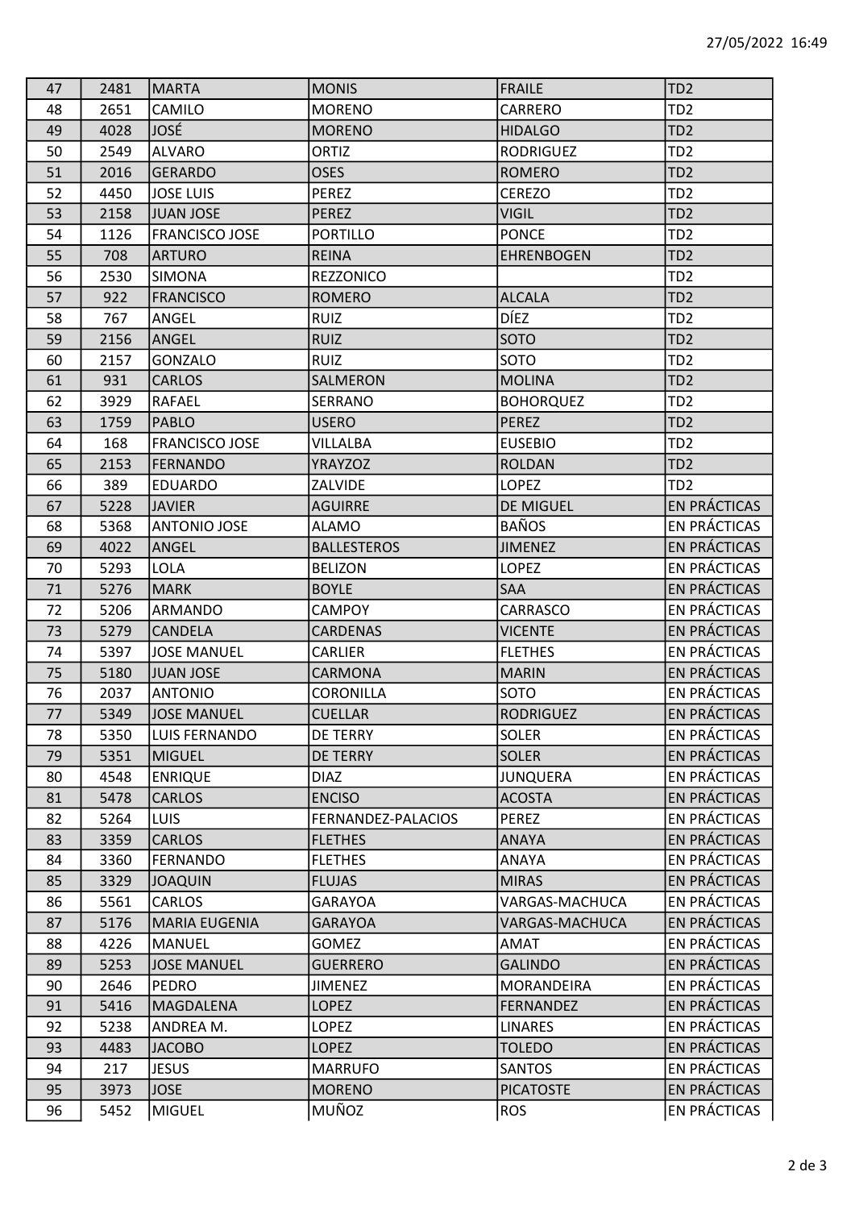| | | | | | |
|---|---|---|---|---|---|
| 47 | 2481 | MARTA | MONIS | FRAILE | TD2 |
| 48 | 2651 | CAMILO | MORENO | CARRERO | TD2 |
| 49 | 4028 | JOSÉ | MORENO | HIDALGO | TD2 |
| 50 | 2549 | ALVARO | ORTIZ | RODRIGUEZ | TD2 |
| 51 | 2016 | GERARDO | OSES | ROMERO | TD2 |
| 52 | 4450 | JOSE LUIS | PEREZ | CEREZO | TD2 |
| 53 | 2158 | JUAN JOSE | PEREZ | VIGIL | TD2 |
| 54 | 1126 | FRANCISCO JOSE | PORTILLO | PONCE | TD2 |
| 55 | 708 | ARTURO | REINA | EHRENBOGEN | TD2 |
| 56 | 2530 | SIMONA | REZZONICO | | TD2 |
| 57 | 922 | FRANCISCO | ROMERO | ALCALA | TD2 |
| 58 | 767 | ANGEL | RUIZ | DÍEZ | TD2 |
| 59 | 2156 | ANGEL | RUIZ | SOTO | TD2 |
| 60 | 2157 | GONZALO | RUIZ | SOTO | TD2 |
| 61 | 931 | CARLOS | SALMERON | MOLINA | TD2 |
| 62 | 3929 | RAFAEL | SERRANO | BOHORQUEZ | TD2 |
| 63 | 1759 | PABLO | USERO | PEREZ | TD2 |
| 64 | 168 | FRANCISCO JOSE | VILLALBA | EUSEBIO | TD2 |
| 65 | 2153 | FERNANDO | YRAYZOZ | ROLDAN | TD2 |
| 66 | 389 | EDUARDO | ZALVIDE | LOPEZ | TD2 |
| 67 | 5228 | JAVIER | AGUIRRE | DE MIGUEL | EN PRÁCTICAS |
| 68 | 5368 | ANTONIO JOSE | ALAMO | BAÑOS | EN PRÁCTICAS |
| 69 | 4022 | ANGEL | BALLESTEROS | JIMENEZ | EN PRÁCTICAS |
| 70 | 5293 | LOLA | BELIZON | LOPEZ | EN PRÁCTICAS |
| 71 | 5276 | MARK | BOYLE | SAA | EN PRÁCTICAS |
| 72 | 5206 | ARMANDO | CAMPOY | CARRASCO | EN PRÁCTICAS |
| 73 | 5279 | CANDELA | CARDENAS | VICENTE | EN PRÁCTICAS |
| 74 | 5397 | JOSE MANUEL | CARLIER | FLETHES | EN PRÁCTICAS |
| 75 | 5180 | JUAN JOSE | CARMONA | MARIN | EN PRÁCTICAS |
| 76 | 2037 | ANTONIO | CORONILLA | SOTO | EN PRÁCTICAS |
| 77 | 5349 | JOSE MANUEL | CUELLAR | RODRIGUEZ | EN PRÁCTICAS |
| 78 | 5350 | LUIS FERNANDO | DE TERRY | SOLER | EN PRÁCTICAS |
| 79 | 5351 | MIGUEL | DE TERRY | SOLER | EN PRÁCTICAS |
| 80 | 4548 | ENRIQUE | DIAZ | JUNQUERA | EN PRÁCTICAS |
| 81 | 5478 | CARLOS | ENCISO | ACOSTA | EN PRÁCTICAS |
| 82 | 5264 | LUIS | FERNANDEZ-PALACIOS | PEREZ | EN PRÁCTICAS |
| 83 | 3359 | CARLOS | FLETHES | ANAYA | EN PRÁCTICAS |
| 84 | 3360 | FERNANDO | FLETHES | ANAYA | EN PRÁCTICAS |
| 85 | 3329 | JOAQUIN | FLUJAS | MIRAS | EN PRÁCTICAS |
| 86 | 5561 | CARLOS | GARAYOA | VARGAS-MACHUCA | EN PRÁCTICAS |
| 87 | 5176 | MARIA EUGENIA | GARAYOA | VARGAS-MACHUCA | EN PRÁCTICAS |
| 88 | 4226 | MANUEL | GOMEZ | AMAT | EN PRÁCTICAS |
| 89 | 5253 | JOSE MANUEL | GUERRERO | GALINDO | EN PRÁCTICAS |
| 90 | 2646 | PEDRO | JIMENEZ | MORANDEIRA | EN PRÁCTICAS |
| 91 | 5416 | MAGDALENA | LOPEZ | FERNANDEZ | EN PRÁCTICAS |
| 92 | 5238 | ANDREA M. | LOPEZ | LINARES | EN PRÁCTICAS |
| 93 | 4483 | JACOBO | LOPEZ | TOLEDO | EN PRÁCTICAS |
| 94 | 217 | JESUS | MARRUFO | SANTOS | EN PRÁCTICAS |
| 95 | 3973 | JOSE | MORENO | PICATOSTE | EN PRÁCTICAS |
| 96 | 5452 | MIGUEL | MUÑOZ | ROS | EN PRÁCTICAS |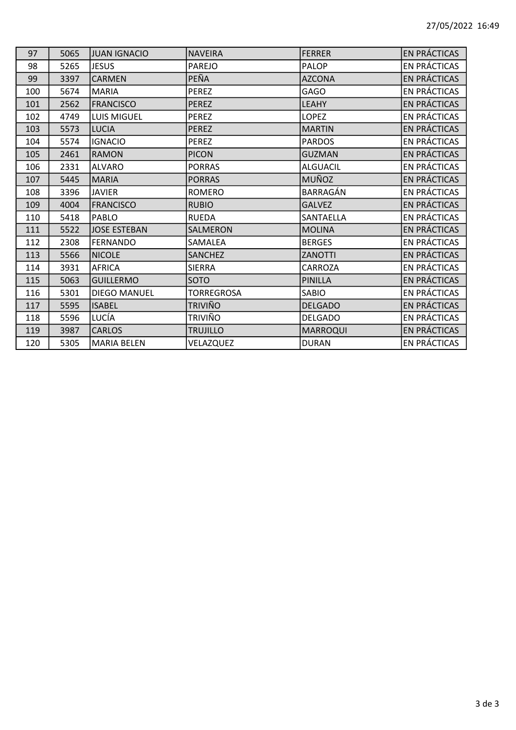| | | | | | |
|---|---|---|---|---|---|
| 97 | 5065 | JUAN IGNACIO | NAVEIRA | FERRER | EN PRÁCTICAS |
| 98 | 5265 | JESUS | PAREJO | PALOP | EN PRÁCTICAS |
| 99 | 3397 | CARMEN | PEÑA | AZCONA | EN PRÁCTICAS |
| 100 | 5674 | MARIA | PEREZ | GAGO | EN PRÁCTICAS |
| 101 | 2562 | FRANCISCO | PEREZ | LEAHY | EN PRÁCTICAS |
| 102 | 4749 | LUIS MIGUEL | PEREZ | LOPEZ | EN PRÁCTICAS |
| 103 | 5573 | LUCIA | PEREZ | MARTIN | EN PRÁCTICAS |
| 104 | 5574 | IGNACIO | PEREZ | PARDOS | EN PRÁCTICAS |
| 105 | 2461 | RAMON | PICON | GUZMAN | EN PRÁCTICAS |
| 106 | 2331 | ALVARO | PORRAS | ALGUACIL | EN PRÁCTICAS |
| 107 | 5445 | MARIA | PORRAS | MUÑOZ | EN PRÁCTICAS |
| 108 | 3396 | JAVIER | ROMERO | BARRAGÁN | EN PRÁCTICAS |
| 109 | 4004 | FRANCISCO | RUBIO | GALVEZ | EN PRÁCTICAS |
| 110 | 5418 | PABLO | RUEDA | SANTAELLA | EN PRÁCTICAS |
| 111 | 5522 | JOSE ESTEBAN | SALMERON | MOLINA | EN PRÁCTICAS |
| 112 | 2308 | FERNANDO | SAMALEA | BERGES | EN PRÁCTICAS |
| 113 | 5566 | NICOLE | SANCHEZ | ZANOTTI | EN PRÁCTICAS |
| 114 | 3931 | AFRICA | SIERRA | CARROZA | EN PRÁCTICAS |
| 115 | 5063 | GUILLERMO | SOTO | PINILLA | EN PRÁCTICAS |
| 116 | 5301 | DIEGO MANUEL | TORREGROSA | SABIO | EN PRÁCTICAS |
| 117 | 5595 | ISABEL | TRIVIÑO | DELGADO | EN PRÁCTICAS |
| 118 | 5596 | LUCÍA | TRIVIÑO | DELGADO | EN PRÁCTICAS |
| 119 | 3987 | CARLOS | TRUJILLO | MARROQUI | EN PRÁCTICAS |
| 120 | 5305 | MARIA BELEN | VELAZQUEZ | DURAN | EN PRÁCTICAS |